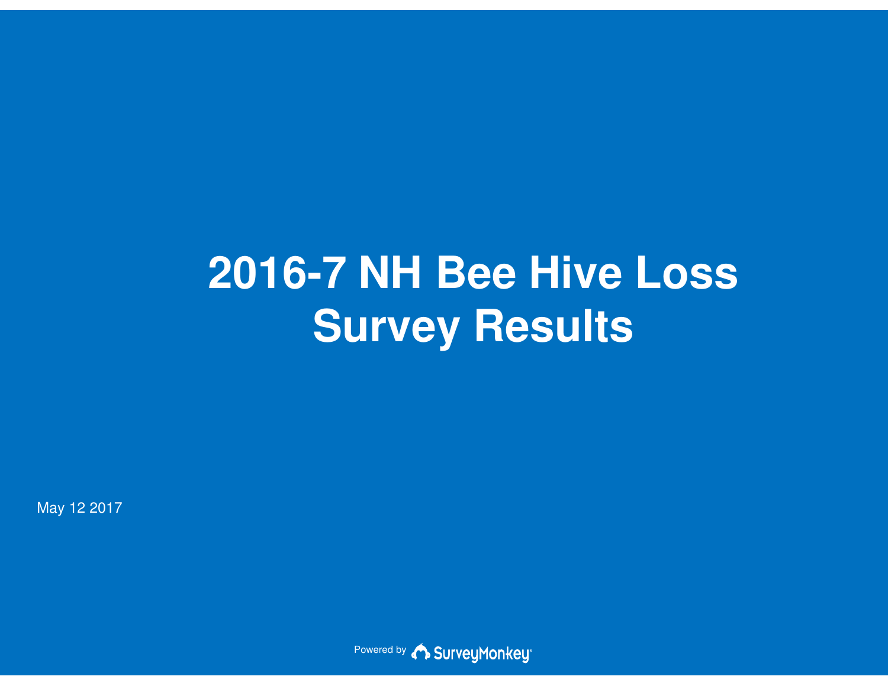# 2016-7 NH Bee Hive Loss Survey Results

May 12 2017

Powered by SurveyMonkey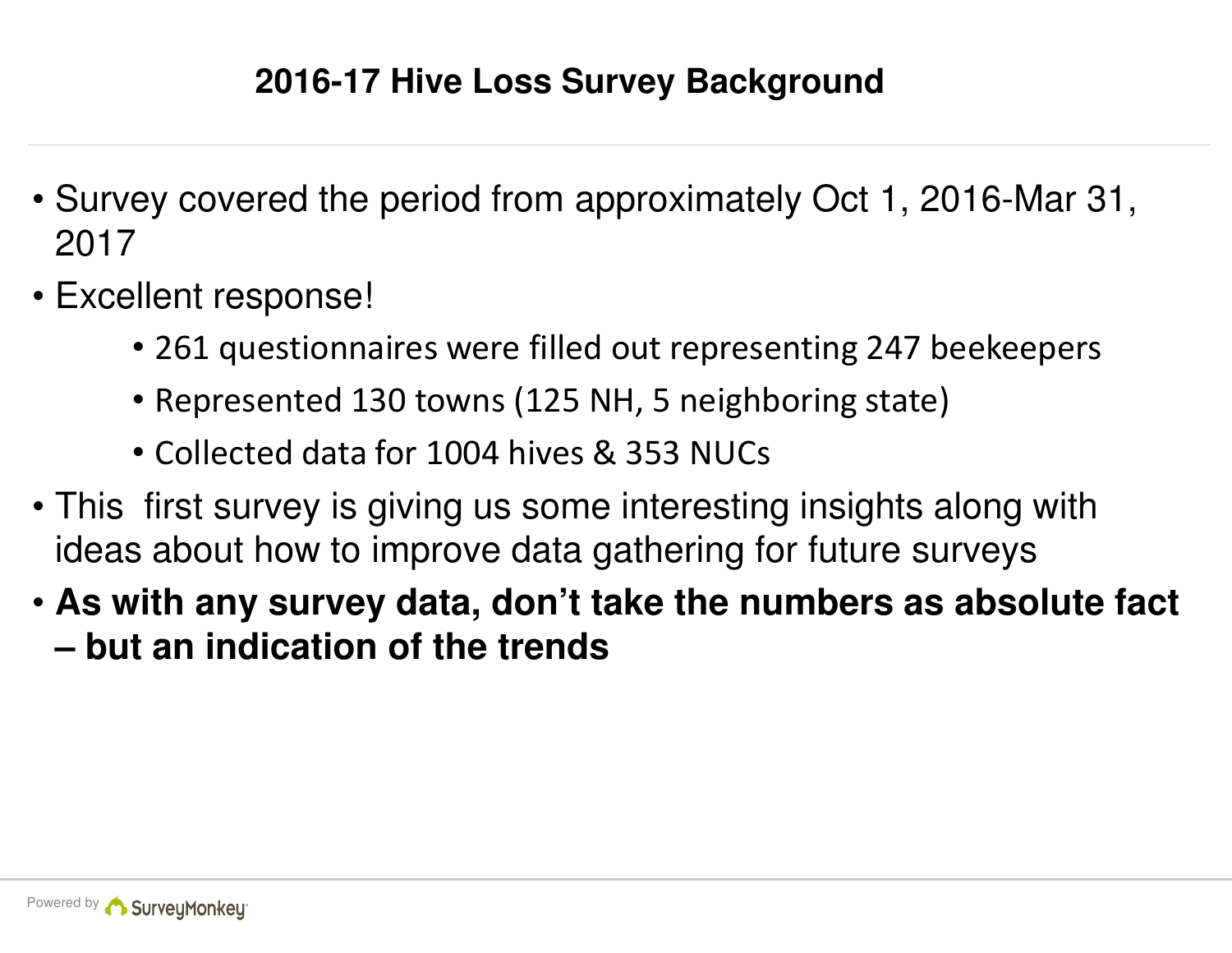## 2016-17 Hive Loss Survey Background

- Survey covered the period from approximately Oct 1, 2016-Mar 31, 2017
- Excellent response!
  - 261 questionnaires were filled out representing 247 beekeepers
  - Represented 130 towns (125 NH, 5 neighboring state)
  - Collected data for 1004 hives & 353 NUCs
- This first survey is giving us some interesting insights along with ideas about how to improve data gathering for future surveys
- **As with any survey data, don't take the numbers as absolute fact – but an indication of the trends**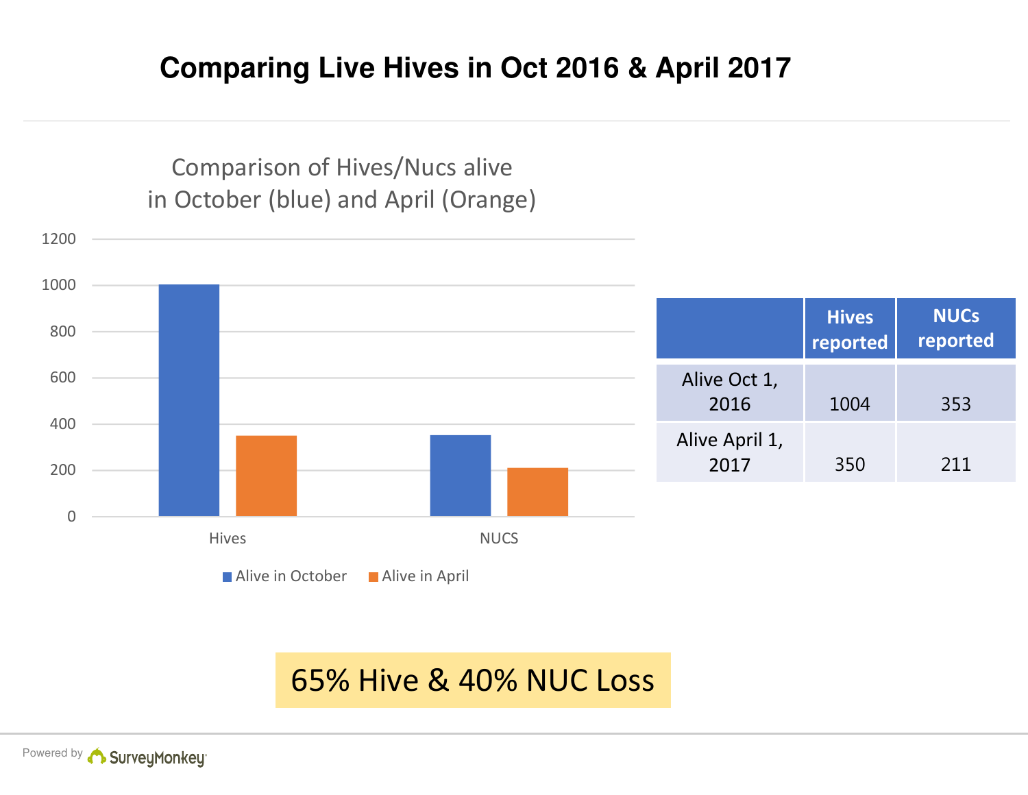# Comparing Live Hives in Oct 2016 & April 2017

Comparison of Hives/Nucs alive in October (blue) and April (Orange)

| | Hives reported | NUCs reported |
|---|---|---|
| Alive Oct 1, 2016 | 1004 | 353 |
| Alive April 1, 2017 | 350 | 211 |

65% Hive & 40% NUC Loss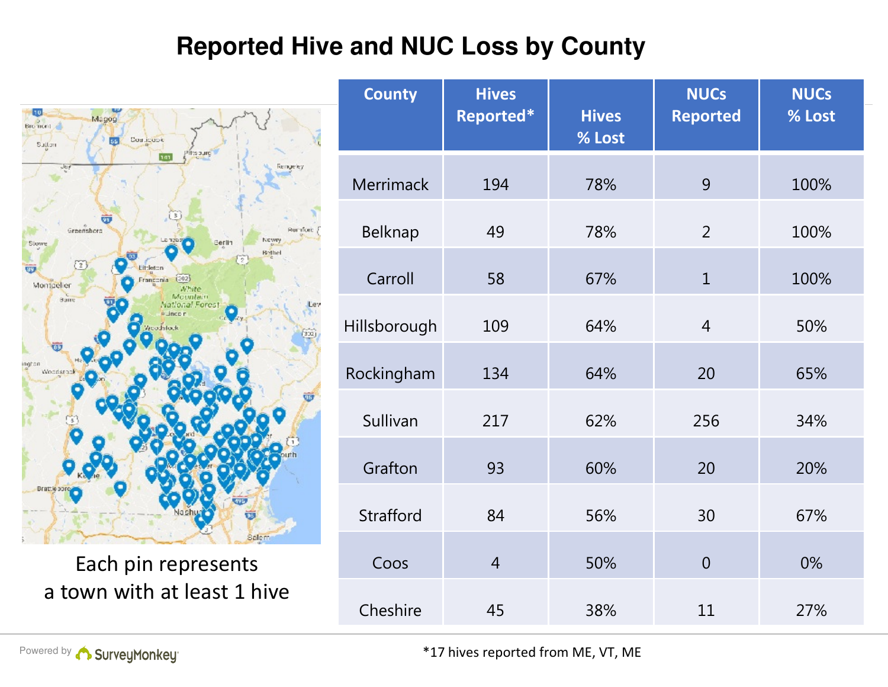# Reported Hive and NUC Loss by County

Each pin represents a town with at least 1 hive

| County | Hives Reported* | Hives % Lost | NUCs Reported | NUCs % Lost |
|---|---|---|---|---|
| Merrimack | 194 | 78% | 9 | 100% |
| Belknap | 49 | 78% | 2 | 100% |
| Carroll | 58 | 67% | 1 | 100% |
| Hillsborough | 109 | 64% | 4 | 50% |
| Rockingham | 134 | 64% | 20 | 65% |
| Sullivan | 217 | 62% | 256 | 34% |
| Grafton | 93 | 60% | 20 | 20% |
| Strafford | 84 | 56% | 30 | 67% |
| Coos | 4 | 50% | 0 | 0% |
| Cheshire | 45 | 38% | 11 | 27% |

*17 hives reported from ME, VT, ME

Powered by SurveyMonkey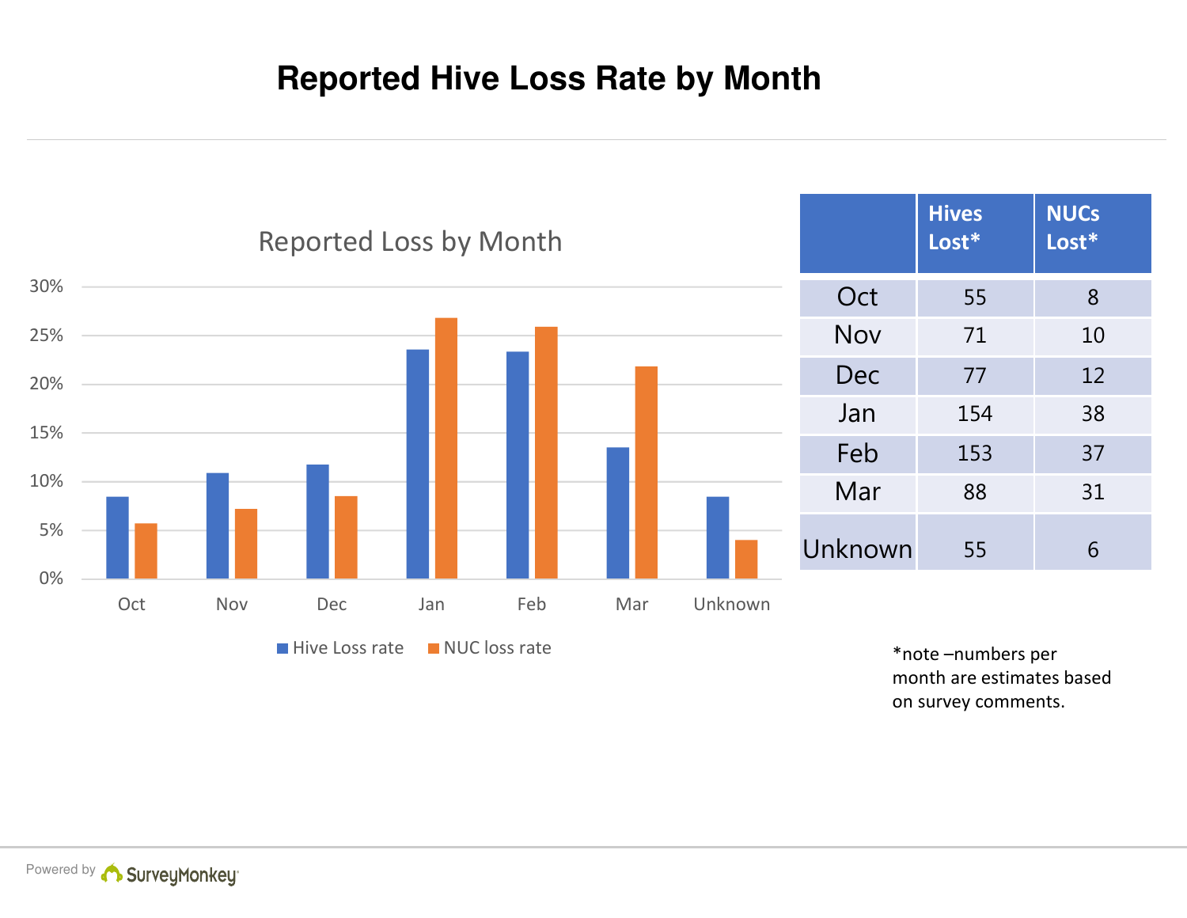# Reported Hive Loss Rate by Month

Reported Loss by Month

| | Hives Lost* | NUCs Lost* |
|---|---|---|
| Oct | 55 | 8 |
| Nov | 71 | 10 |
| Dec | 77 | 12 |
| Jan | 154 | 38 |
| Feb | 153 | 37 |
| Mar | 88 | 31 |
| Unknown | 55 | 6 |

*note –numbers per month are estimates based on survey comments.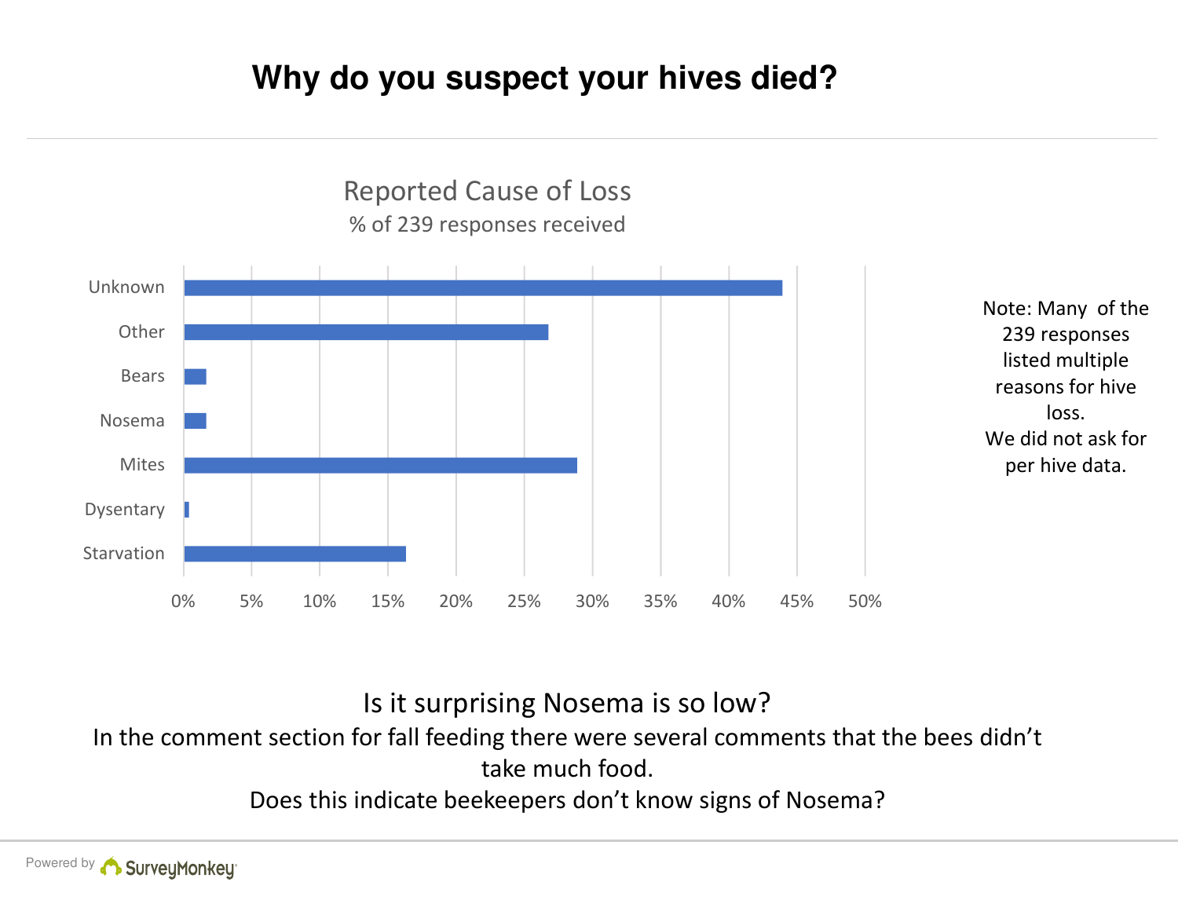# Why do you suspect your hives died?

**Reported Cause of Loss**
% of 239 responses received

| Cause | % of responses (approx.) |
|---|---|
| Unknown | 44% |
| Other | 27% |
| Bears | 2% |
| Nosema | 2% |
| Mites | 29% |
| Dysentary | 0.4% |
| Starvation | 16% |

Note: Many of the 239 responses listed multiple reasons for hive loss.
We did not ask for per hive data.

Is it surprising Nosema is so low?

In the comment section for fall feeding there were several comments that the bees didn't take much food.

Does this indicate beekeepers don't know signs of Nosema?

Powered by SurveyMonkey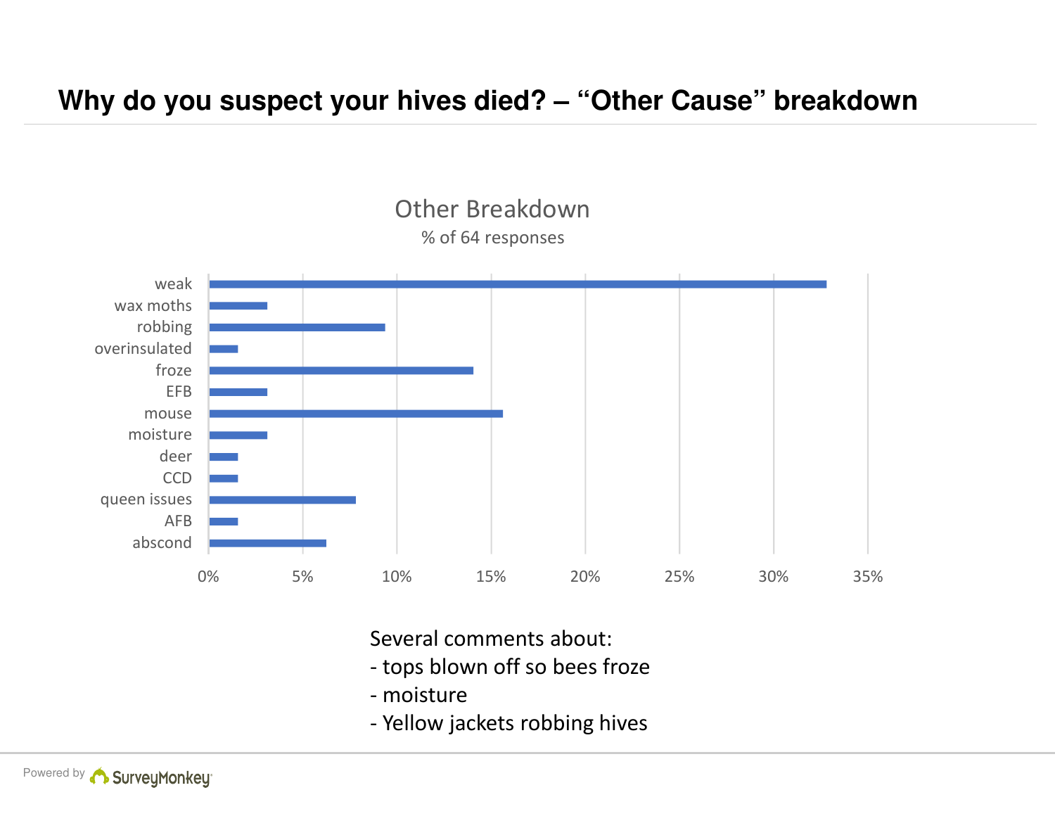# Why do you suspect your hives died? – “Other Cause” breakdown

**Other Breakdown**

% of 64 responses

| Cause | % of responses |
|---|---|
| weak | ~33% |
| wax moths | ~3% |
| robbing | ~9% |
| overinsulated | ~2% |
| froze | ~14% |
| EFB | ~3% |
| mouse | ~16% |
| moisture | ~3% |
| deer | ~2% |
| CCD | ~2% |
| queen issues | ~8% |
| AFB | ~2% |
| abscond | ~6% |

Several comments about:
- tops blown off so bees froze
- moisture
- Yellow jackets robbing hives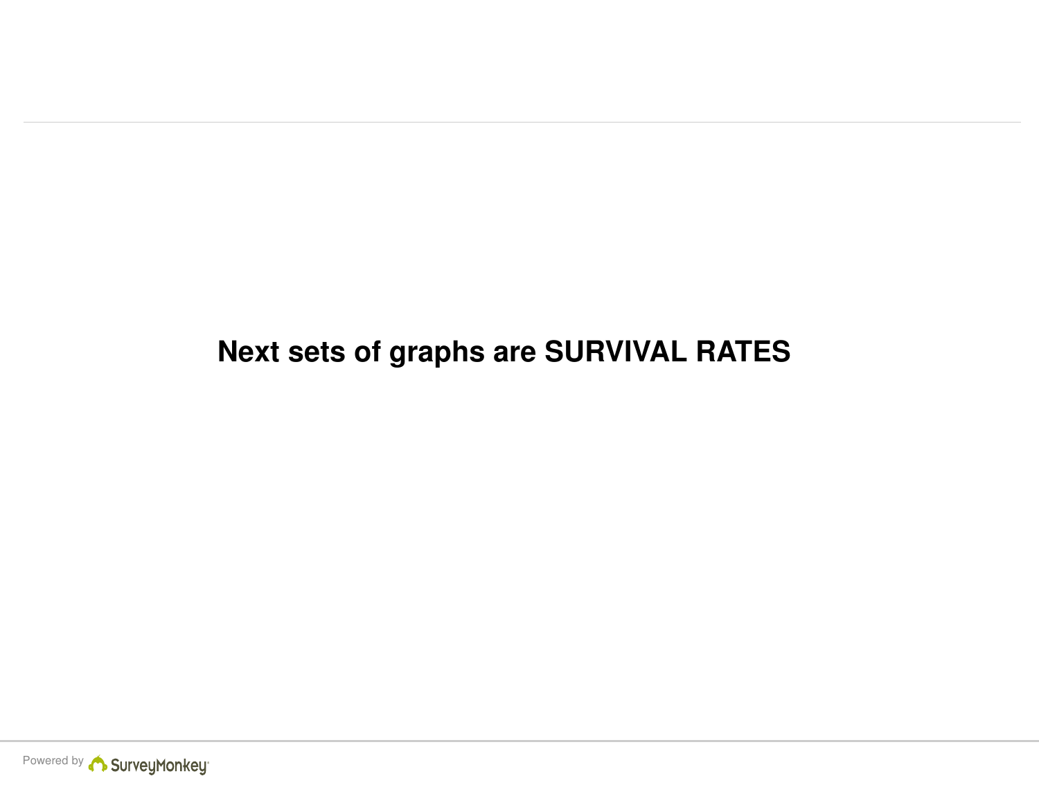**Next sets of graphs are SURVIVAL RATES**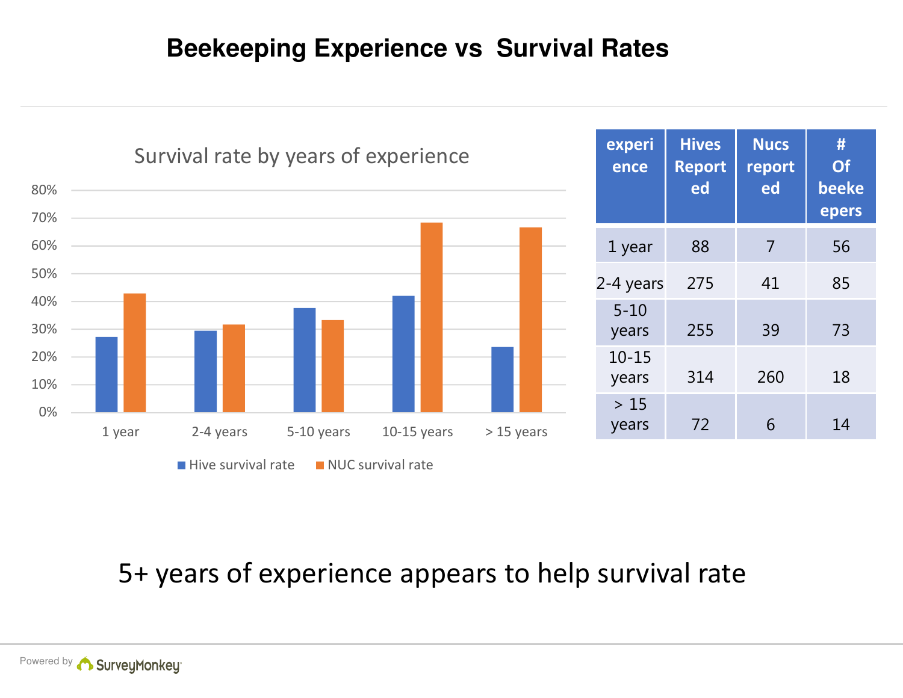# Beekeeping Experience vs Survival Rates

Survival rate by years of experience

| experience | Hives Reported | Nucs reported | # Of beekeepers |
|---|---|---|---|
| 1 year | 88 | 7 | 56 |
| 2-4 years | 275 | 41 | 85 |
| 5-10 years | 255 | 39 | 73 |
| 10-15 years | 314 | 260 | 18 |
| > 15 years | 72 | 6 | 14 |

5+ years of experience appears to help survival rate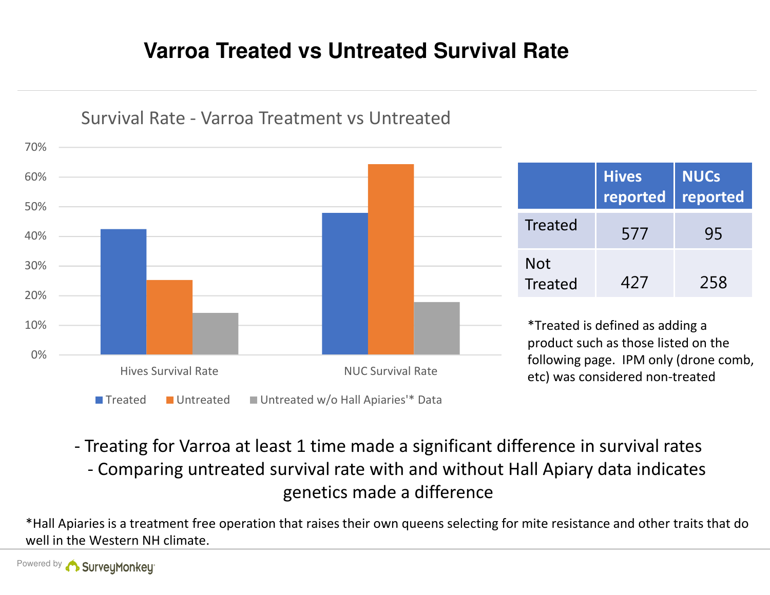# Varroa Treated vs Untreated Survival Rate

Survival Rate - Varroa Treatment vs Untreated

|  | Hives reported | NUCs reported |
|---|---|---|
| Treated | 577 | 95 |
| Not Treated | 427 | 258 |

*Treated is defined as adding a product such as those listed on the following page. IPM only (drone comb, etc) was considered non-treated

- Treating for Varroa at least 1 time made a significant difference in survival rates
- Comparing untreated survival rate with and without Hall Apiary data indicates genetics made a difference

*Hall Apiaries is a treatment free operation that raises their own queens selecting for mite resistance and other traits that do well in the Western NH climate.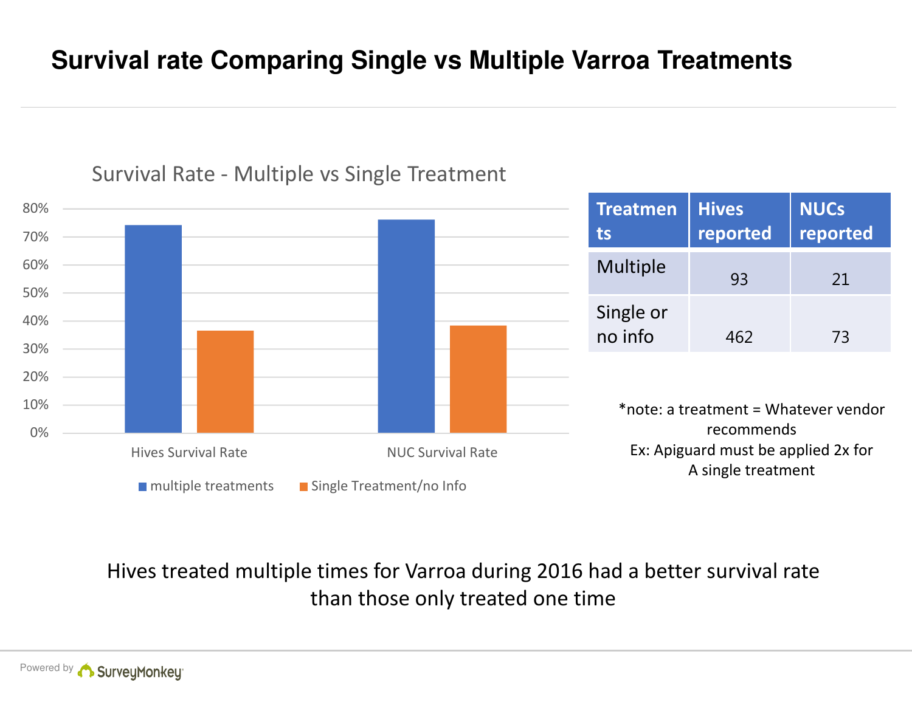# Survival rate Comparing Single vs Multiple Varroa Treatments

Survival Rate - Multiple vs Single Treatment

| Treatments | Hives reported | NUCs reported |
|---|---|---|
| Multiple | 93 | 21 |
| Single or no info | 462 | 73 |

*note: a treatment = Whatever vendor recommends
Ex: Apiguard must be applied 2x for A single treatment

Hives treated multiple times for Varroa during 2016 had a better survival rate than those only treated one time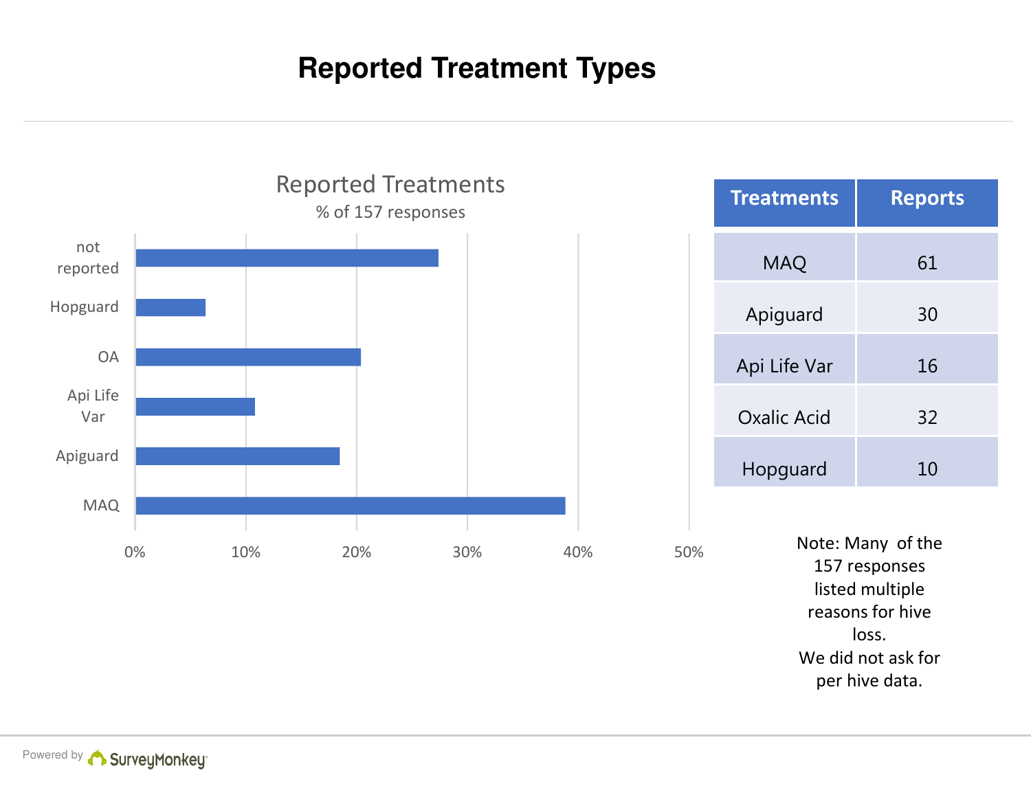# Reported Treatment Types

## Reported Treatments

% of 157 responses

| Treatments | Reports |
|---|---|
| MAQ | 61 |
| Apiguard | 30 |
| Api Life Var | 16 |
| Oxalic Acid | 32 |
| Hopguard | 10 |

Note: Many of the 157 responses listed multiple reasons for hive loss.
We did not ask for per hive data.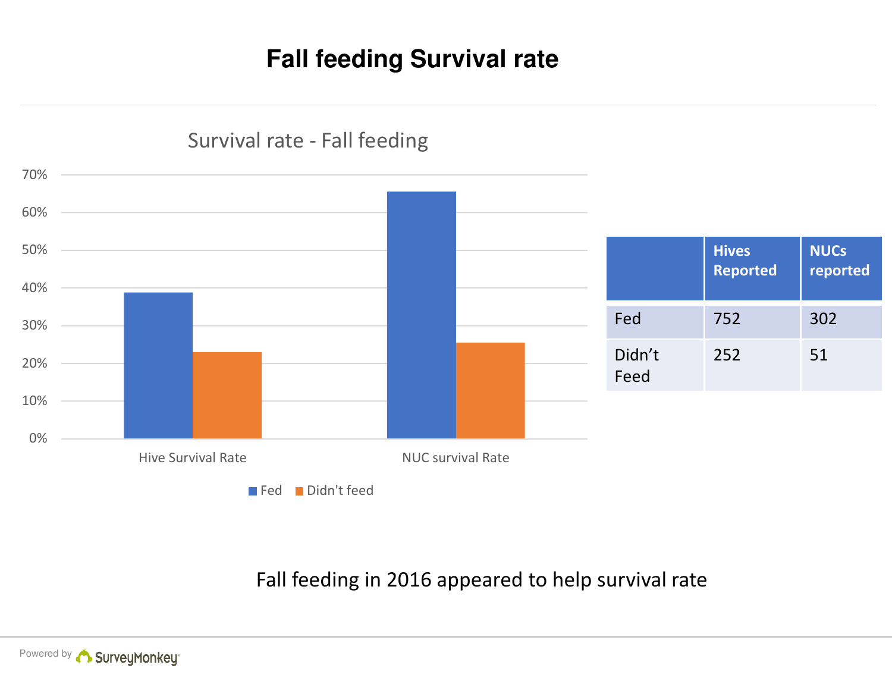# Fall feeding Survival rate

Survival rate - Fall feeding

|  | Hives Reported | NUCs reported |
|---|---|---|
| Fed | 752 | 302 |
| Didn't Feed | 252 | 51 |

Fall feeding in 2016 appeared to help survival rate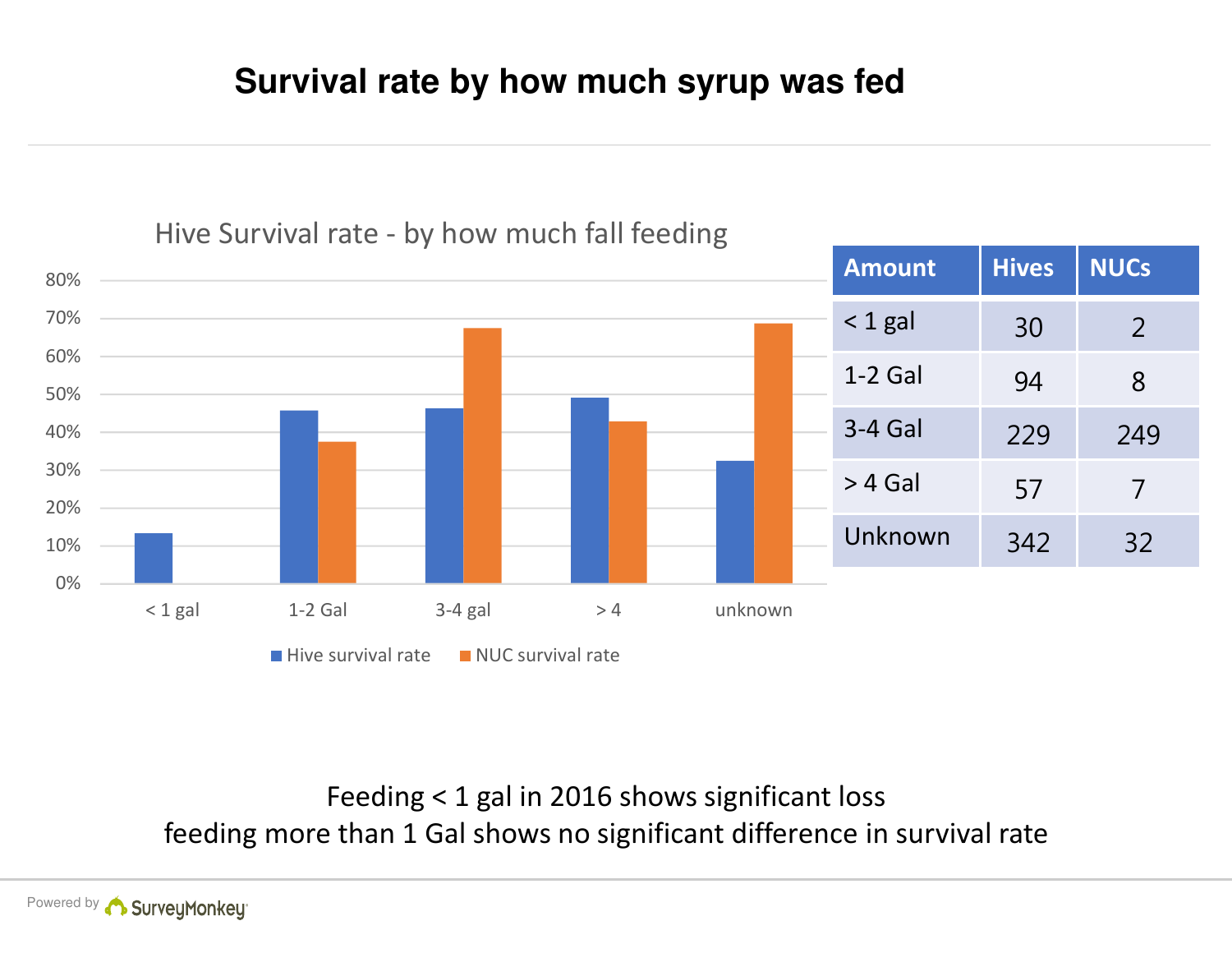# Survival rate by how much syrup was fed

Hive Survival rate - by how much fall feeding

| Amount | Hives | NUCs |
|---|---|---|
| < 1 gal | 30 | 2 |
| 1-2 Gal | 94 | 8 |
| 3-4 Gal | 229 | 249 |
| > 4 Gal | 57 | 7 |
| Unknown | 342 | 32 |

Feeding < 1 gal in 2016 shows significant loss
feeding more than 1 Gal shows no significant difference in survival rate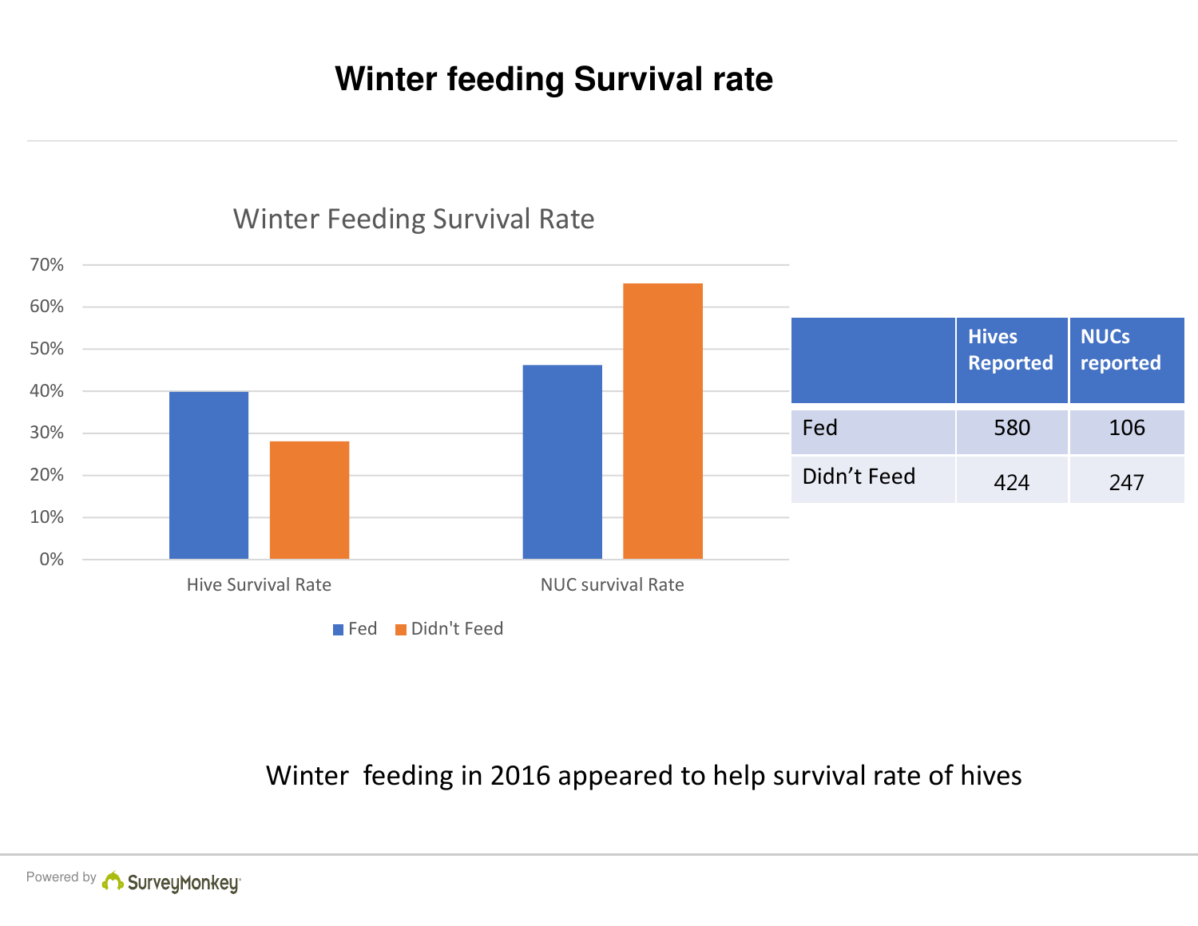# Winter feeding Survival rate

Winter Feeding Survival Rate

| | Hives Reported | NUCs reported |
|---|---|---|
| Fed | 580 | 106 |
| Didn't Feed | 424 | 247 |

Winter feeding in 2016 appeared to help survival rate of hives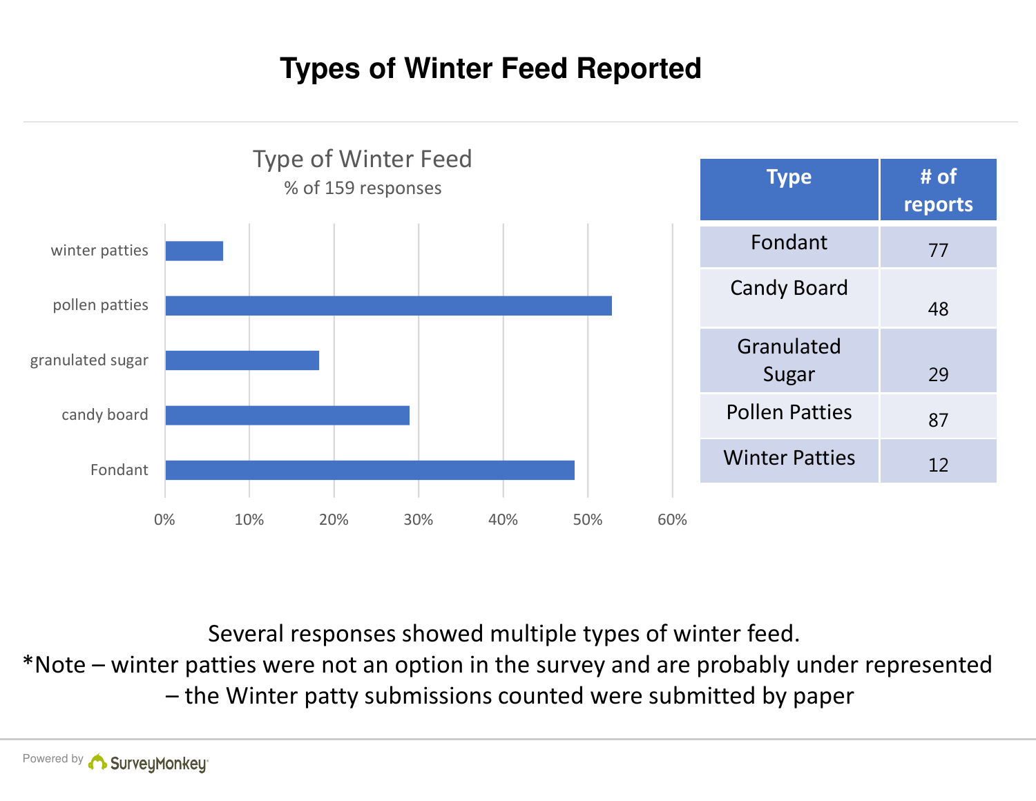# Types of Winter Feed Reported

Type of Winter Feed

% of 159 responses

| Type | # of reports |
|---|---|
| Fondant | 77 |
| Candy Board | 48 |
| Granulated Sugar | 29 |
| Pollen Patties | 87 |
| Winter Patties | 12 |

Several responses showed multiple types of winter feed.

*Note – winter patties were not an option in the survey and are probably under represented – the Winter patty submissions counted were submitted by paper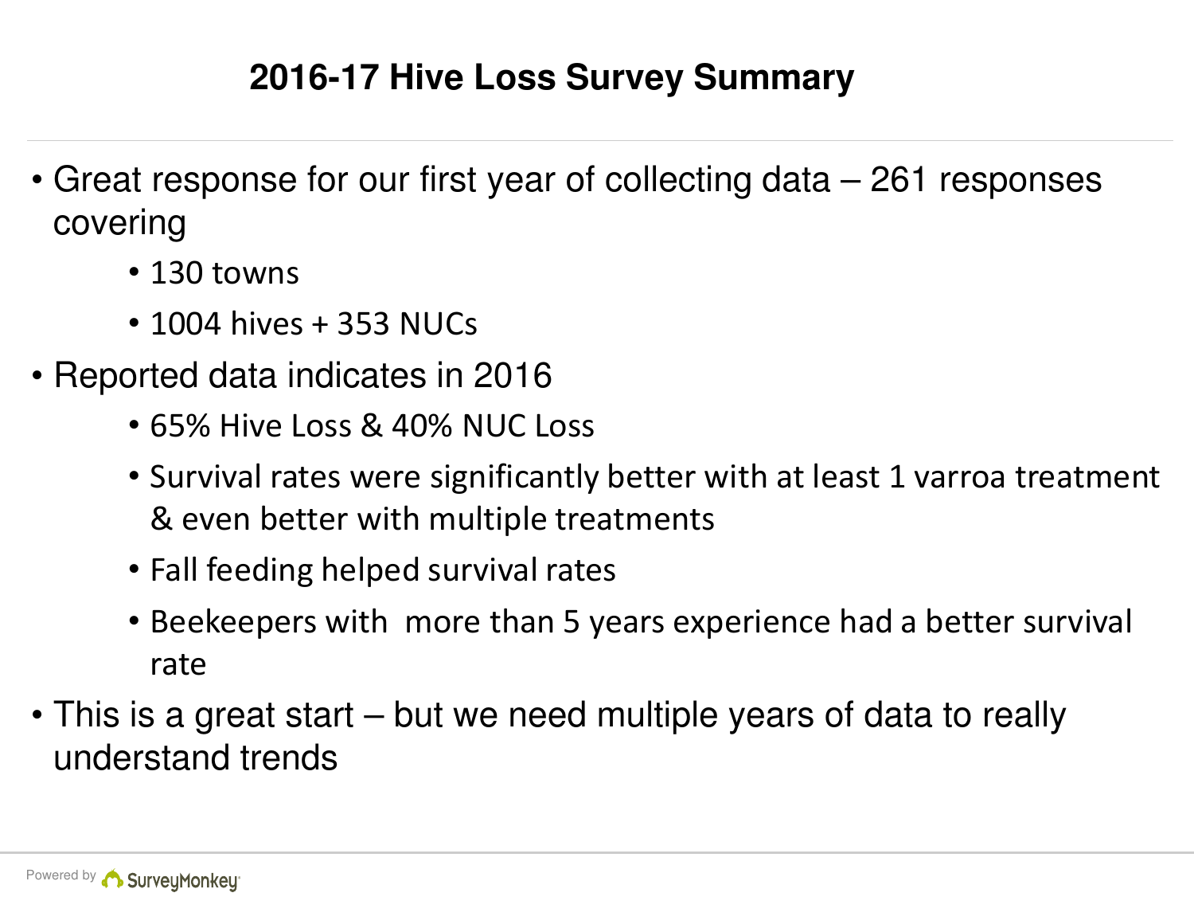# 2016-17 Hive Loss Survey Summary

- Great response for our first year of collecting data – 261 responses covering
  - 130 towns
  - 1004 hives + 353 NUCs
- Reported data indicates in 2016
  - 65% Hive Loss & 40% NUC Loss
  - Survival rates were significantly better with at least 1 varroa treatment & even better with multiple treatments
  - Fall feeding helped survival rates
  - Beekeepers with more than 5 years experience had a better survival rate
- This is a great start – but we need multiple years of data to really understand trends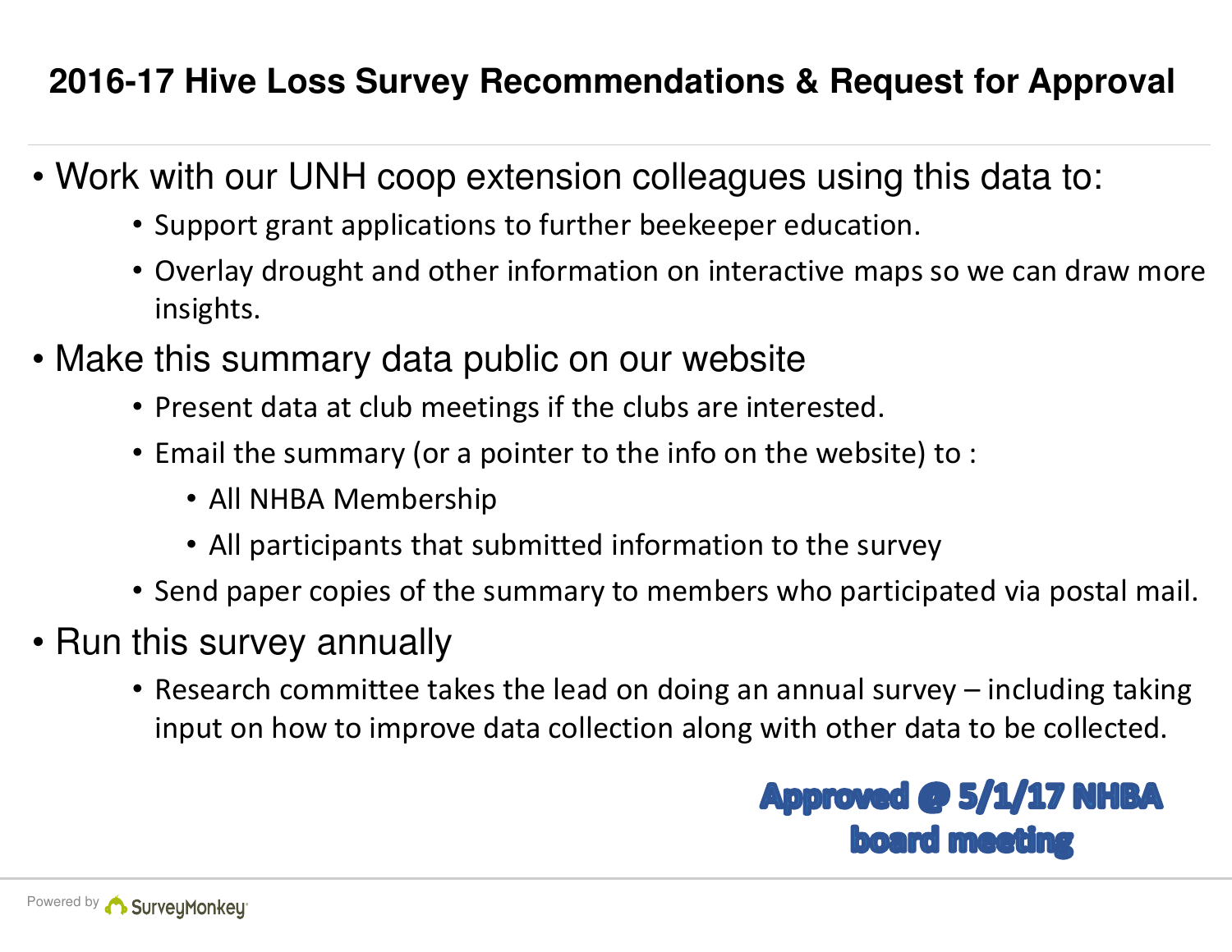## 2016-17 Hive Loss Survey Recommendations & Request for Approval

- Work with our UNH coop extension colleagues using this data to:
  - Support grant applications to further beekeeper education.
  - Overlay drought and other information on interactive maps so we can draw more insights.
- Make this summary data public on our website
  - Present data at club meetings if the clubs are interested.
  - Email the summary (or a pointer to the info on the website) to :
    - All NHBA Membership
    - All participants that submitted information to the survey
  - Send paper copies of the summary to members who participated via postal mail.
- Run this survey annually
  - Research committee takes the lead on doing an annual survey – including taking input on how to improve data collection along with other data to be collected.

**Approved @ 5/1/17 NHBA board meeting**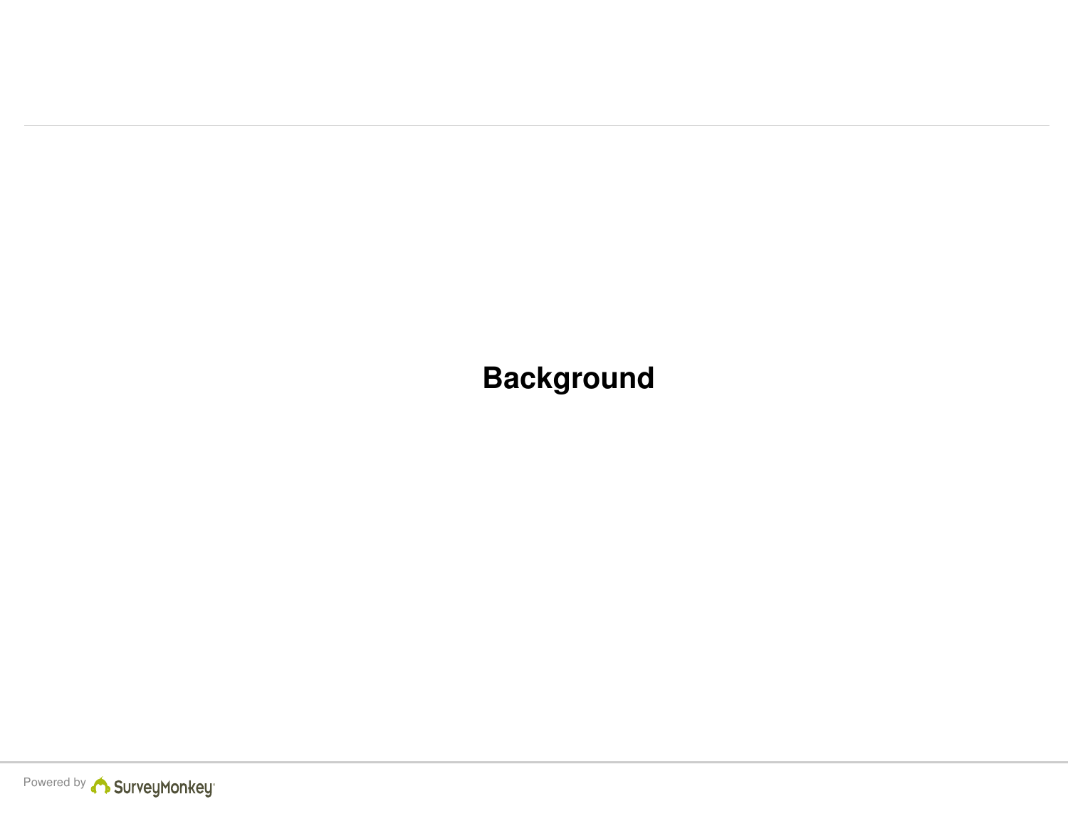# Background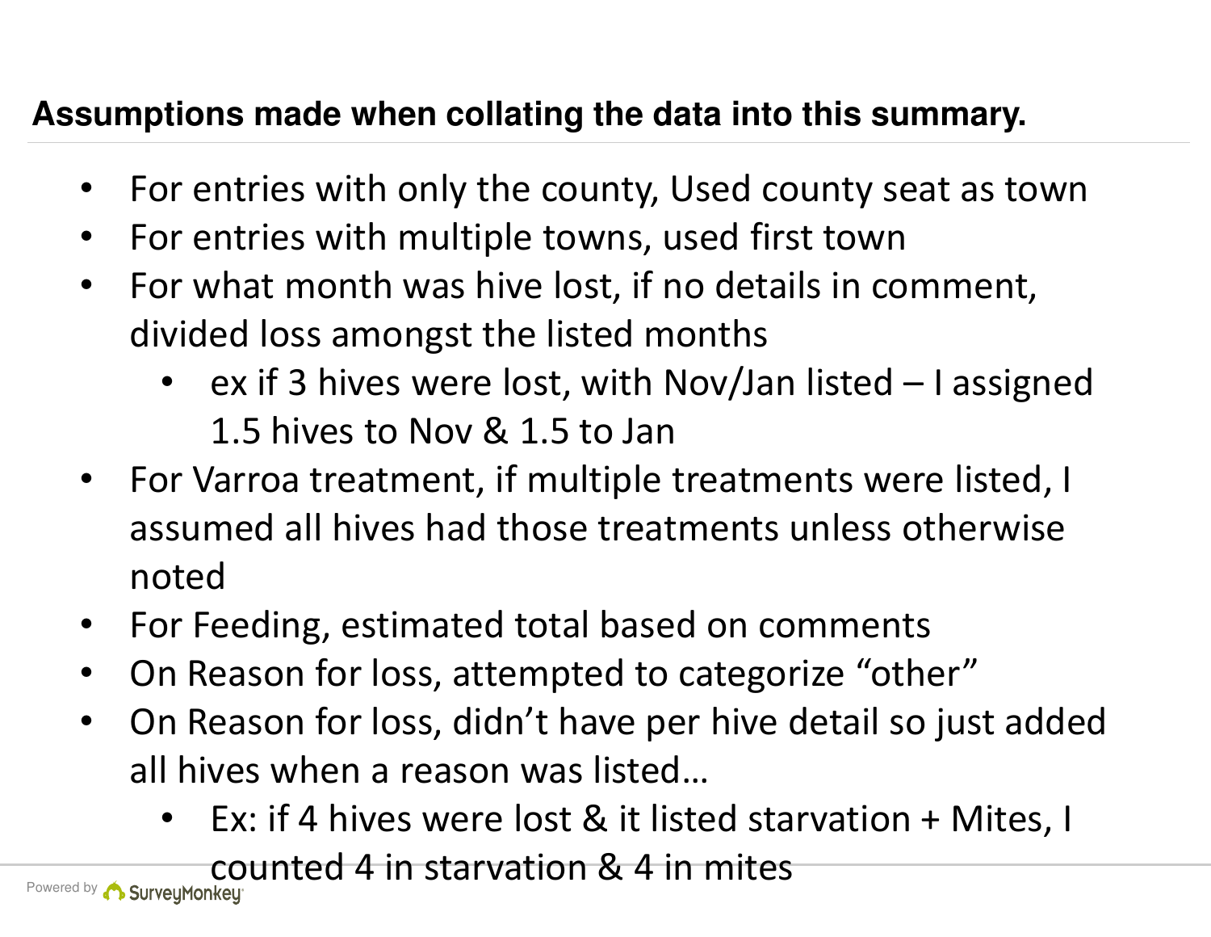## Assumptions made when collating the data into this summary.

- For entries with only the county, Used county seat as town
- For entries with multiple towns, used first town
- For what month was hive lost, if no details in comment, divided loss amongst the listed months
  - ex if 3 hives were lost, with Nov/Jan listed – I assigned 1.5 hives to Nov & 1.5 to Jan
- For Varroa treatment, if multiple treatments were listed, I assumed all hives had those treatments unless otherwise noted
- For Feeding, estimated total based on comments
- On Reason for loss, attempted to categorize "other"
- On Reason for loss, didn't have per hive detail so just added all hives when a reason was listed…
  - Ex: if 4 hives were lost & it listed starvation + Mites, I counted 4 in starvation & 4 in mites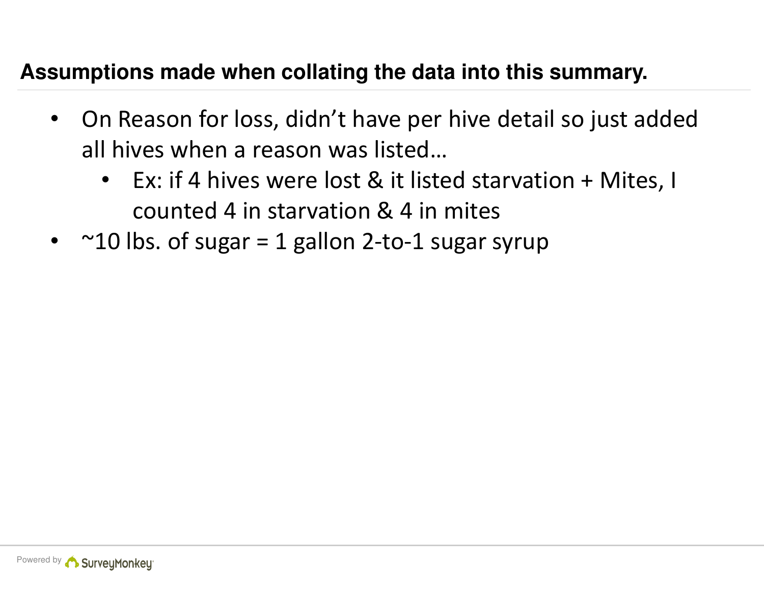## Assumptions made when collating the data into this summary.

- On Reason for loss, didn't have per hive detail so just added all hives when a reason was listed…
    - Ex: if 4 hives were lost & it listed starvation + Mites, I counted 4 in starvation & 4 in mites
- ~10 lbs. of sugar = 1 gallon 2-to-1 sugar syrup